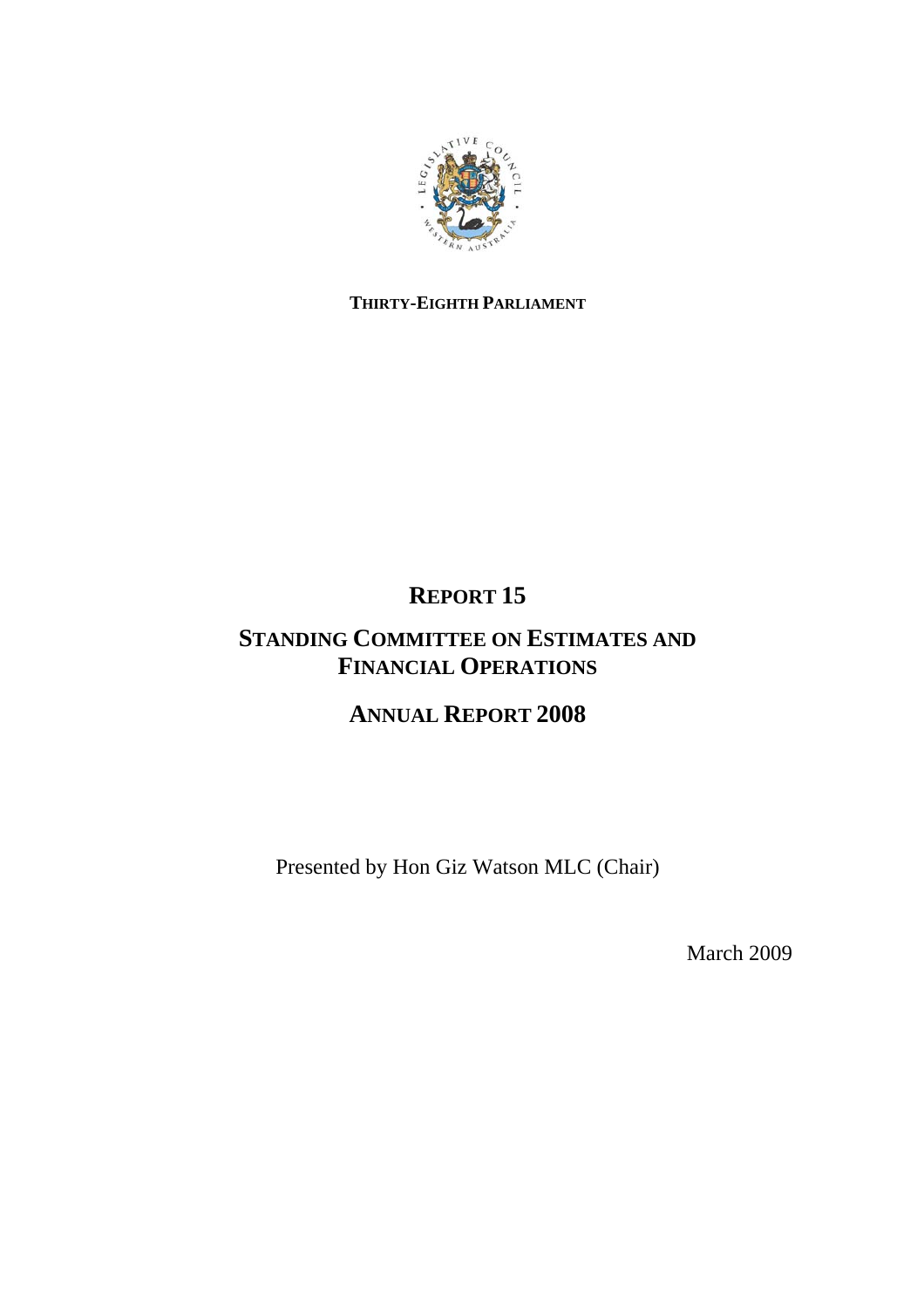**THIRTY-EIGHTH PARLIAMENT**

# REPORT 15

# STANDING COMMITTEE ON ESTIMATES AND FINANCIAL OPERATIONS

# ANNUAL REPORT 2008

Presented by Hon Giz Watson MLC (Chair)

March 2009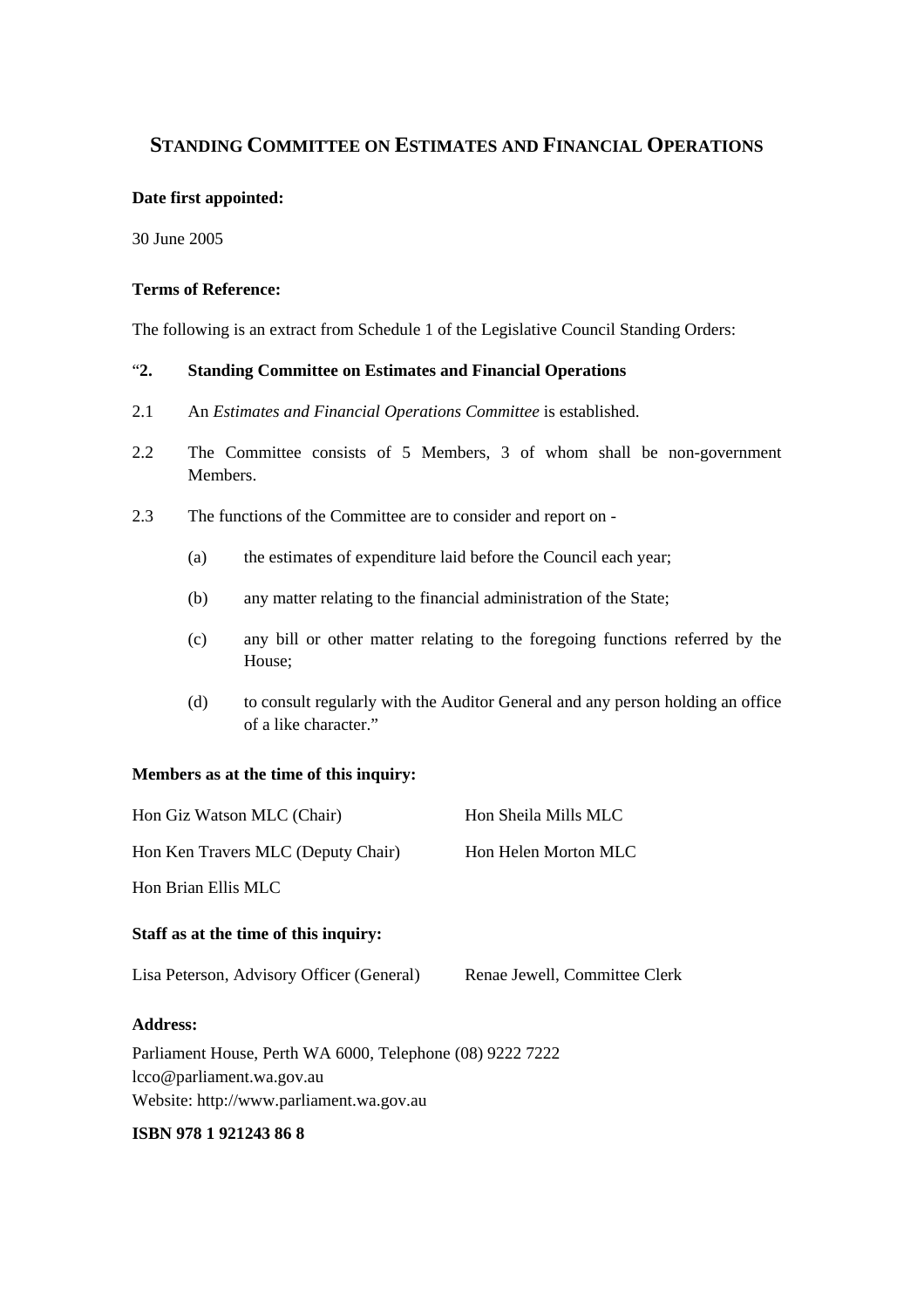# STANDING COMMITTEE ON ESTIMATES AND FINANCIAL OPERATIONS

**Date first appointed:**

30 June 2005

**Terms of Reference:**

The following is an extract from Schedule 1 of the Legislative Council Standing Orders:

"**2. Standing Committee on Estimates and Financial Operations**

2.1 An *Estimates and Financial Operations Committee* is established.

2.2 The Committee consists of 5 Members, 3 of whom shall be non-government Members.

2.3 The functions of the Committee are to consider and report on -

(a) the estimates of expenditure laid before the Council each year;

(b) any matter relating to the financial administration of the State;

(c) any bill or other matter relating to the foregoing functions referred by the House;

(d) to consult regularly with the Auditor General and any person holding an office of a like character."

**Members as at the time of this inquiry:**

Hon Giz Watson MLC (Chair)

Hon Ken Travers MLC (Deputy Chair)

Hon Brian Ellis MLC

Hon Sheila Mills MLC

Hon Helen Morton MLC

**Staff as at the time of this inquiry:**

Lisa Peterson, Advisory Officer (General)

Renae Jewell, Committee Clerk

**Address:**

Parliament House, Perth WA 6000, Telephone (08) 9222 7222
lcco@parliament.wa.gov.au
Website: http://www.parliament.wa.gov.au

**ISBN 978 1 921243 86 8**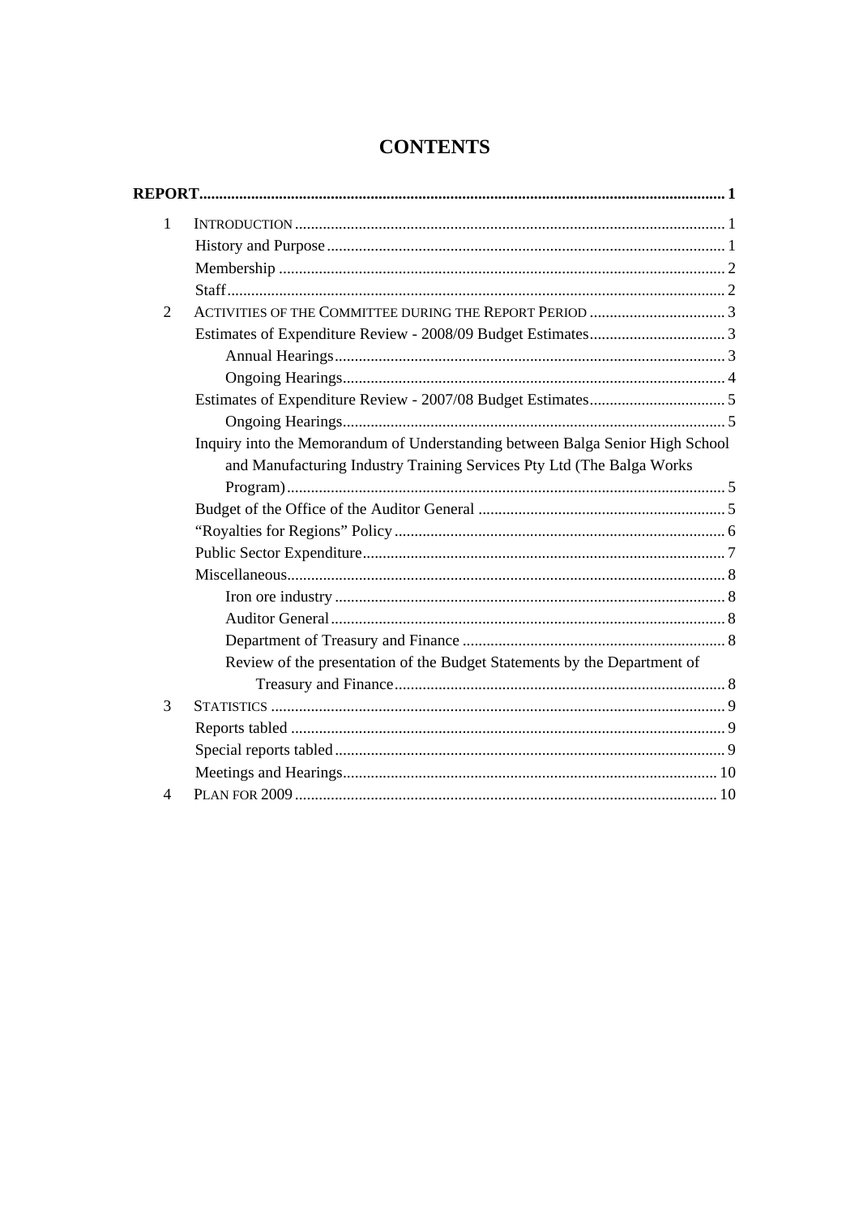# CONTENTS

| | | |
|---|---|---|
| **REPORT** | | **1** |
| 1 | INTRODUCTION | 1 |
| | History and Purpose | 1 |
| | Membership | 2 |
| | Staff | 2 |
| 2 | ACTIVITIES OF THE COMMITTEE DURING THE REPORT PERIOD | 3 |
| | Estimates of Expenditure Review - 2008/09 Budget Estimates | 3 |
| | Annual Hearings | 3 |
| | Ongoing Hearings | 4 |
| | Estimates of Expenditure Review - 2007/08 Budget Estimates | 5 |
| | Ongoing Hearings | 5 |
| | Inquiry into the Memorandum of Understanding between Balga Senior High School and Manufacturing Industry Training Services Pty Ltd (The Balga Works Program) | 5 |
| | Budget of the Office of the Auditor General | 5 |
| | "Royalties for Regions" Policy | 6 |
| | Public Sector Expenditure | 7 |
| | Miscellaneous | 8 |
| | Iron ore industry | 8 |
| | Auditor General | 8 |
| | Department of Treasury and Finance | 8 |
| | Review of the presentation of the Budget Statements by the Department of Treasury and Finance | 8 |
| 3 | STATISTICS | 9 |
| | Reports tabled | 9 |
| | Special reports tabled | 9 |
| | Meetings and Hearings | 10 |
| 4 | PLAN FOR 2009 | 10 |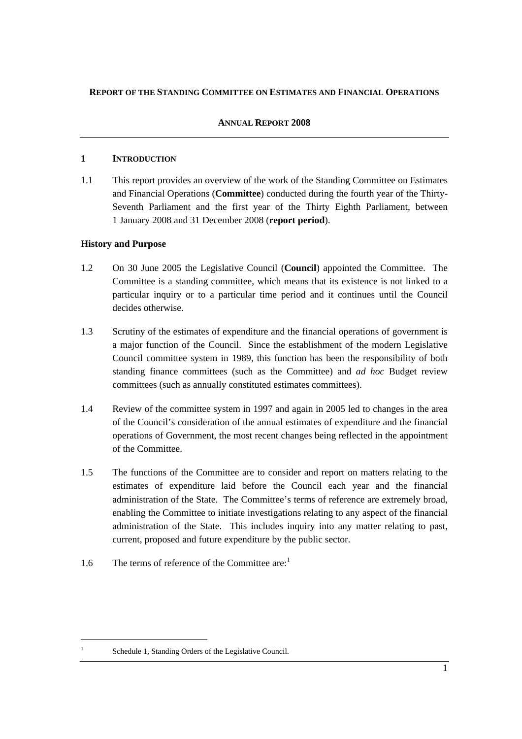**REPORT OF THE STANDING COMMITTEE ON ESTIMATES AND FINANCIAL OPERATIONS**

**ANNUAL REPORT 2008**

## 1 INTRODUCTION

1.1 This report provides an overview of the work of the Standing Committee on Estimates and Financial Operations (**Committee**) conducted during the fourth year of the Thirty-Seventh Parliament and the first year of the Thirty Eighth Parliament, between 1 January 2008 and 31 December 2008 (**report period**).

### History and Purpose

1.2 On 30 June 2005 the Legislative Council (**Council**) appointed the Committee. The Committee is a standing committee, which means that its existence is not linked to a particular inquiry or to a particular time period and it continues until the Council decides otherwise.

1.3 Scrutiny of the estimates of expenditure and the financial operations of government is a major function of the Council. Since the establishment of the modern Legislative Council committee system in 1989, this function has been the responsibility of both standing finance committees (such as the Committee) and *ad hoc* Budget review committees (such as annually constituted estimates committees).

1.4 Review of the committee system in 1997 and again in 2005 led to changes in the area of the Council's consideration of the annual estimates of expenditure and the financial operations of Government, the most recent changes being reflected in the appointment of the Committee.

1.5 The functions of the Committee are to consider and report on matters relating to the estimates of expenditure laid before the Council each year and the financial administration of the State. The Committee's terms of reference are extremely broad, enabling the Committee to initiate investigations relating to any aspect of the financial administration of the State. This includes inquiry into any matter relating to past, current, proposed and future expenditure by the public sector.

1.6 The terms of reference of the Committee are:[1]

---

[1] Schedule 1, Standing Orders of the Legislative Council.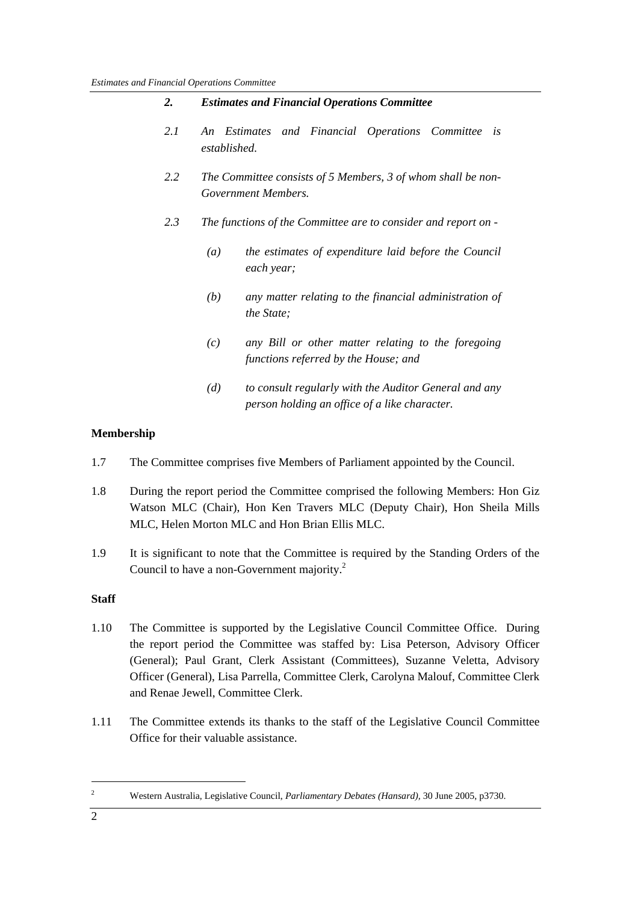> ***2. Estimates and Financial Operations Committee***
>
> *2.1 An Estimates and Financial Operations Committee is established.*
>
> *2.2 The Committee consists of 5 Members, 3 of whom shall be non-Government Members.*
>
> *2.3 The functions of the Committee are to consider and report on -*
>
> *(a) the estimates of expenditure laid before the Council each year;*
>
> *(b) any matter relating to the financial administration of the State;*
>
> *(c) any Bill or other matter relating to the foregoing functions referred by the House; and*
>
> *(d) to consult regularly with the Auditor General and any person holding an office of a like character.*

**Membership**

1.7 The Committee comprises five Members of Parliament appointed by the Council.

1.8 During the report period the Committee comprised the following Members: Hon Giz Watson MLC (Chair), Hon Ken Travers MLC (Deputy Chair), Hon Sheila Mills MLC, Helen Morton MLC and Hon Brian Ellis MLC.

1.9 It is significant to note that the Committee is required by the Standing Orders of the Council to have a non-Government majority.[2]

**Staff**

1.10 The Committee is supported by the Legislative Council Committee Office. During the report period the Committee was staffed by: Lisa Peterson, Advisory Officer (General); Paul Grant, Clerk Assistant (Committees), Suzanne Veletta, Advisory Officer (General), Lisa Parrella, Committee Clerk, Carolyna Malouf, Committee Clerk and Renae Jewell, Committee Clerk.

1.11 The Committee extends its thanks to the staff of the Legislative Council Committee Office for their valuable assistance.

---

[2] Western Australia, Legislative Council, *Parliamentary Debates (Hansard)*, 30 June 2005, p3730.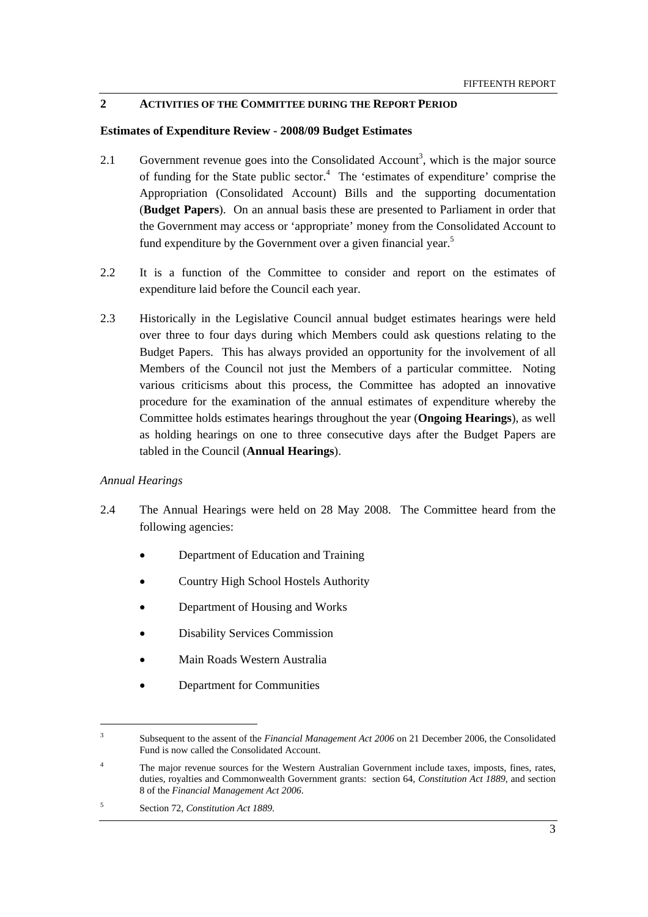## 2 Activities of the Committee during the Report Period

**Estimates of Expenditure Review - 2008/09 Budget Estimates**

2.1 Government revenue goes into the Consolidated Account[3], which is the major source of funding for the State public sector.[4] The 'estimates of expenditure' comprise the Appropriation (Consolidated Account) Bills and the supporting documentation (**Budget Papers**). On an annual basis these are presented to Parliament in order that the Government may access or 'appropriate' money from the Consolidated Account to fund expenditure by the Government over a given financial year.[5]

2.2 It is a function of the Committee to consider and report on the estimates of expenditure laid before the Council each year.

2.3 Historically in the Legislative Council annual budget estimates hearings were held over three to four days during which Members could ask questions relating to the Budget Papers. This has always provided an opportunity for the involvement of all Members of the Council not just the Members of a particular committee. Noting various criticisms about this process, the Committee has adopted an innovative procedure for the examination of the annual estimates of expenditure whereby the Committee holds estimates hearings throughout the year (**Ongoing Hearings**), as well as holding hearings on one to three consecutive days after the Budget Papers are tabled in the Council (**Annual Hearings**).

*Annual Hearings*

2.4 The Annual Hearings were held on 28 May 2008. The Committee heard from the following agencies:

- Department of Education and Training
- Country High School Hostels Authority
- Department of Housing and Works
- Disability Services Commission
- Main Roads Western Australia
- Department for Communities

---

[3] Subsequent to the assent of the *Financial Management Act 2006* on 21 December 2006, the Consolidated Fund is now called the Consolidated Account.

[4] The major revenue sources for the Western Australian Government include taxes, imposts, fines, rates, duties, royalties and Commonwealth Government grants: section 64, *Constitution Act 1889*, and section 8 of the *Financial Management Act 2006*.

[5] Section 72, *Constitution Act 1889*.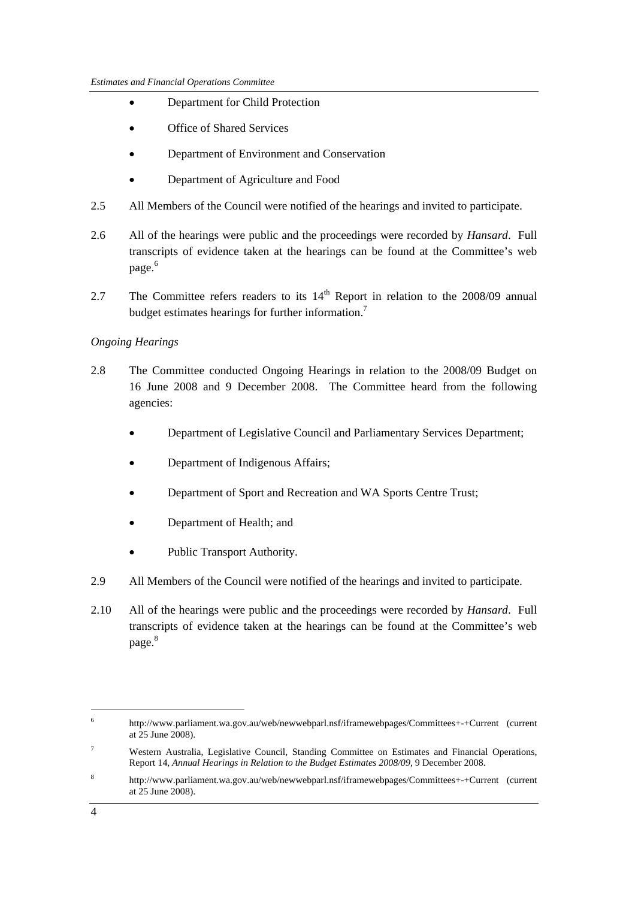- Department for Child Protection
- Office of Shared Services
- Department of Environment and Conservation
- Department of Agriculture and Food

2.5 All Members of the Council were notified of the hearings and invited to participate.

2.6 All of the hearings were public and the proceedings were recorded by *Hansard*. Full transcripts of evidence taken at the hearings can be found at the Committee's web page.[6]

2.7 The Committee refers readers to its 14th Report in relation to the 2008/09 annual budget estimates hearings for further information.[7]

*Ongoing Hearings*

2.8 The Committee conducted Ongoing Hearings in relation to the 2008/09 Budget on 16 June 2008 and 9 December 2008. The Committee heard from the following agencies:

- Department of Legislative Council and Parliamentary Services Department;
- Department of Indigenous Affairs;
- Department of Sport and Recreation and WA Sports Centre Trust;
- Department of Health; and
- Public Transport Authority.

2.9 All Members of the Council were notified of the hearings and invited to participate.

2.10 All of the hearings were public and the proceedings were recorded by *Hansard*. Full transcripts of evidence taken at the hearings can be found at the Committee's web page.[8]

---

[6] http://www.parliament.wa.gov.au/web/newwebparl.nsf/iframewebpages/Committees+-+Current (current at 25 June 2008).

[7] Western Australia, Legislative Council, Standing Committee on Estimates and Financial Operations, Report 14, *Annual Hearings in Relation to the Budget Estimates 2008/09*, 9 December 2008.

[8] http://www.parliament.wa.gov.au/web/newwebparl.nsf/iframewebpages/Committees+-+Current (current at 25 June 2008).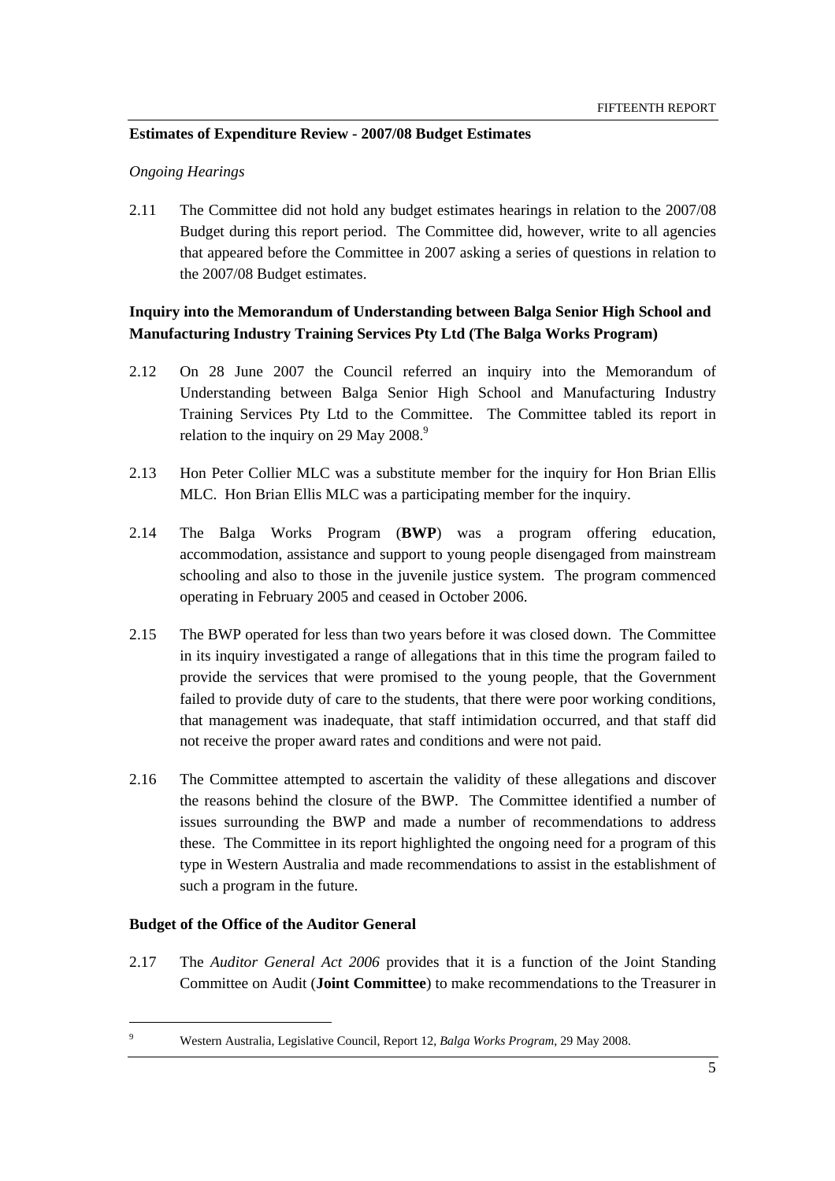**Estimates of Expenditure Review - 2007/08 Budget Estimates**

*Ongoing Hearings*

2.11 The Committee did not hold any budget estimates hearings in relation to the 2007/08 Budget during this report period. The Committee did, however, write to all agencies that appeared before the Committee in 2007 asking a series of questions in relation to the 2007/08 Budget estimates.

**Inquiry into the Memorandum of Understanding between Balga Senior High School and Manufacturing Industry Training Services Pty Ltd (The Balga Works Program)**

2.12 On 28 June 2007 the Council referred an inquiry into the Memorandum of Understanding between Balga Senior High School and Manufacturing Industry Training Services Pty Ltd to the Committee. The Committee tabled its report in relation to the inquiry on 29 May 2008.[9]

2.13 Hon Peter Collier MLC was a substitute member for the inquiry for Hon Brian Ellis MLC. Hon Brian Ellis MLC was a participating member for the inquiry.

2.14 The Balga Works Program (**BWP**) was a program offering education, accommodation, assistance and support to young people disengaged from mainstream schooling and also to those in the juvenile justice system. The program commenced operating in February 2005 and ceased in October 2006.

2.15 The BWP operated for less than two years before it was closed down. The Committee in its inquiry investigated a range of allegations that in this time the program failed to provide the services that were promised to the young people, that the Government failed to provide duty of care to the students, that there were poor working conditions, that management was inadequate, that staff intimidation occurred, and that staff did not receive the proper award rates and conditions and were not paid.

2.16 The Committee attempted to ascertain the validity of these allegations and discover the reasons behind the closure of the BWP. The Committee identified a number of issues surrounding the BWP and made a number of recommendations to address these. The Committee in its report highlighted the ongoing need for a program of this type in Western Australia and made recommendations to assist in the establishment of such a program in the future.

**Budget of the Office of the Auditor General**

2.17 The *Auditor General Act 2006* provides that it is a function of the Joint Standing Committee on Audit (**Joint Committee**) to make recommendations to the Treasurer in

---

[9] Western Australia, Legislative Council, Report 12, *Balga Works Program*, 29 May 2008.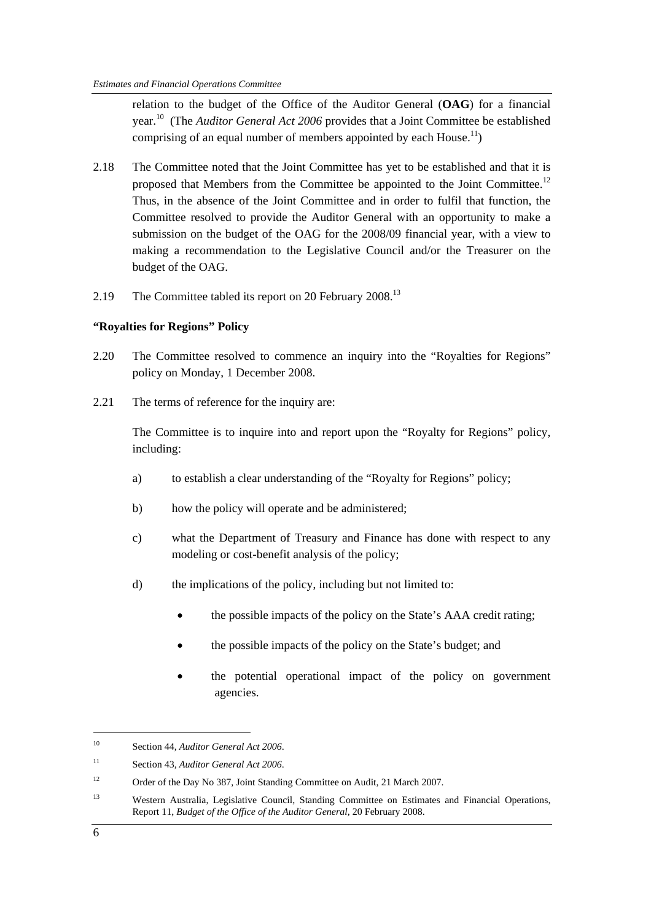relation to the budget of the Office of the Auditor General (**OAG**) for a financial year.[10] (The *Auditor General Act 2006* provides that a Joint Committee be established comprising of an equal number of members appointed by each House.[11])

2.18 The Committee noted that the Joint Committee has yet to be established and that it is proposed that Members from the Committee be appointed to the Joint Committee.[12] Thus, in the absence of the Joint Committee and in order to fulfil that function, the Committee resolved to provide the Auditor General with an opportunity to make a submission on the budget of the OAG for the 2008/09 financial year, with a view to making a recommendation to the Legislative Council and/or the Treasurer on the budget of the OAG.

2.19 The Committee tabled its report on 20 February 2008.[13]

**"Royalties for Regions" Policy**

2.20 The Committee resolved to commence an inquiry into the "Royalties for Regions" policy on Monday, 1 December 2008.

2.21 The terms of reference for the inquiry are:

The Committee is to inquire into and report upon the "Royalty for Regions" policy, including:

a) to establish a clear understanding of the "Royalty for Regions" policy;

b) how the policy will operate and be administered;

c) what the Department of Treasury and Finance has done with respect to any modeling or cost-benefit analysis of the policy;

d) the implications of the policy, including but not limited to:

- the possible impacts of the policy on the State's AAA credit rating;
- the possible impacts of the policy on the State's budget; and
- the potential operational impact of the policy on government agencies.

---

[10] Section 44, *Auditor General Act 2006*.

[11] Section 43, *Auditor General Act 2006*.

[12] Order of the Day No 387, Joint Standing Committee on Audit, 21 March 2007.

[13] Western Australia, Legislative Council, Standing Committee on Estimates and Financial Operations, Report 11, *Budget of the Office of the Auditor General*, 20 February 2008.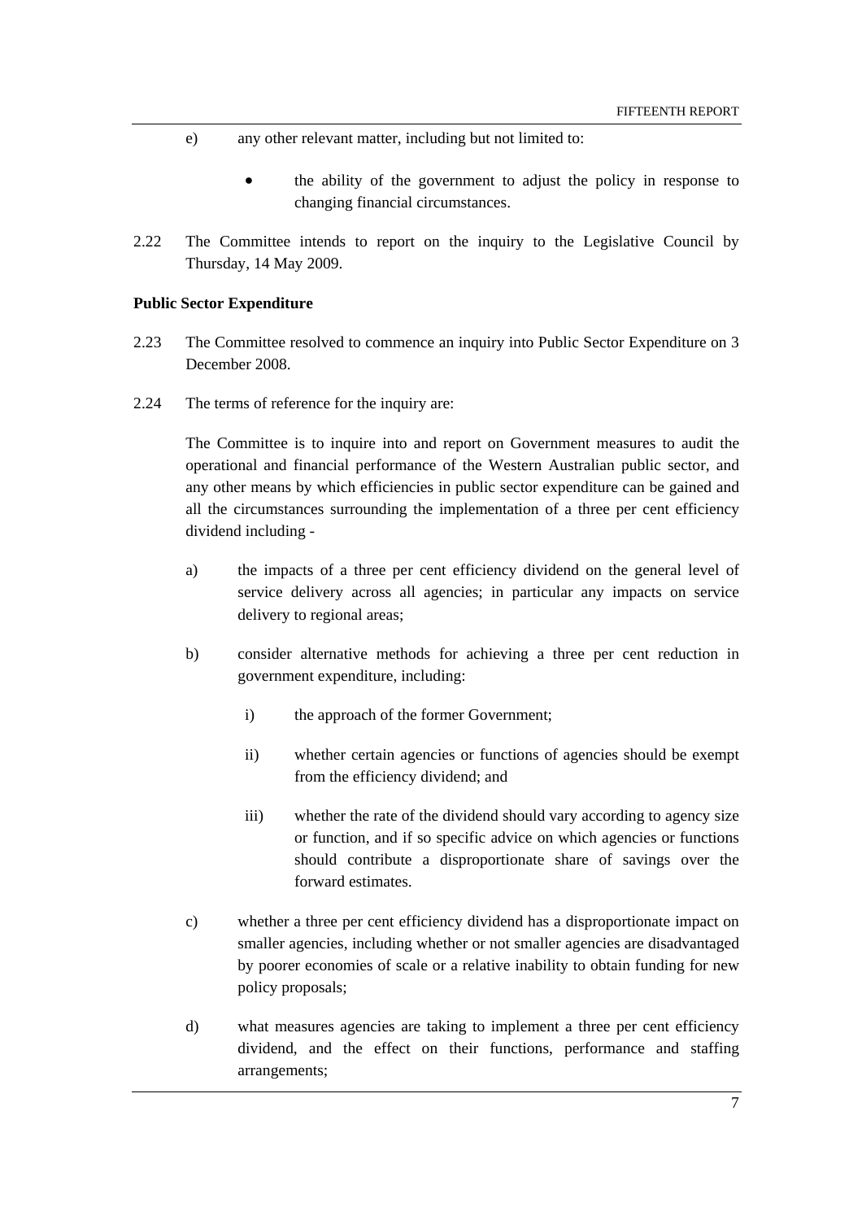e) any other relevant matter, including but not limited to:

- the ability of the government to adjust the policy in response to changing financial circumstances.

2.22 The Committee intends to report on the inquiry to the Legislative Council by Thursday, 14 May 2009.

**Public Sector Expenditure**

2.23 The Committee resolved to commence an inquiry into Public Sector Expenditure on 3 December 2008.

2.24 The terms of reference for the inquiry are:

The Committee is to inquire into and report on Government measures to audit the operational and financial performance of the Western Australian public sector, and any other means by which efficiencies in public sector expenditure can be gained and all the circumstances surrounding the implementation of a three per cent efficiency dividend including -

a) the impacts of a three per cent efficiency dividend on the general level of service delivery across all agencies; in particular any impacts on service delivery to regional areas;

b) consider alternative methods for achieving a three per cent reduction in government expenditure, including:

   i) the approach of the former Government;

   ii) whether certain agencies or functions of agencies should be exempt from the efficiency dividend; and

   iii) whether the rate of the dividend should vary according to agency size or function, and if so specific advice on which agencies or functions should contribute a disproportionate share of savings over the forward estimates.

c) whether a three per cent efficiency dividend has a disproportionate impact on smaller agencies, including whether or not smaller agencies are disadvantaged by poorer economies of scale or a relative inability to obtain funding for new policy proposals;

d) what measures agencies are taking to implement a three per cent efficiency dividend, and the effect on their functions, performance and staffing arrangements;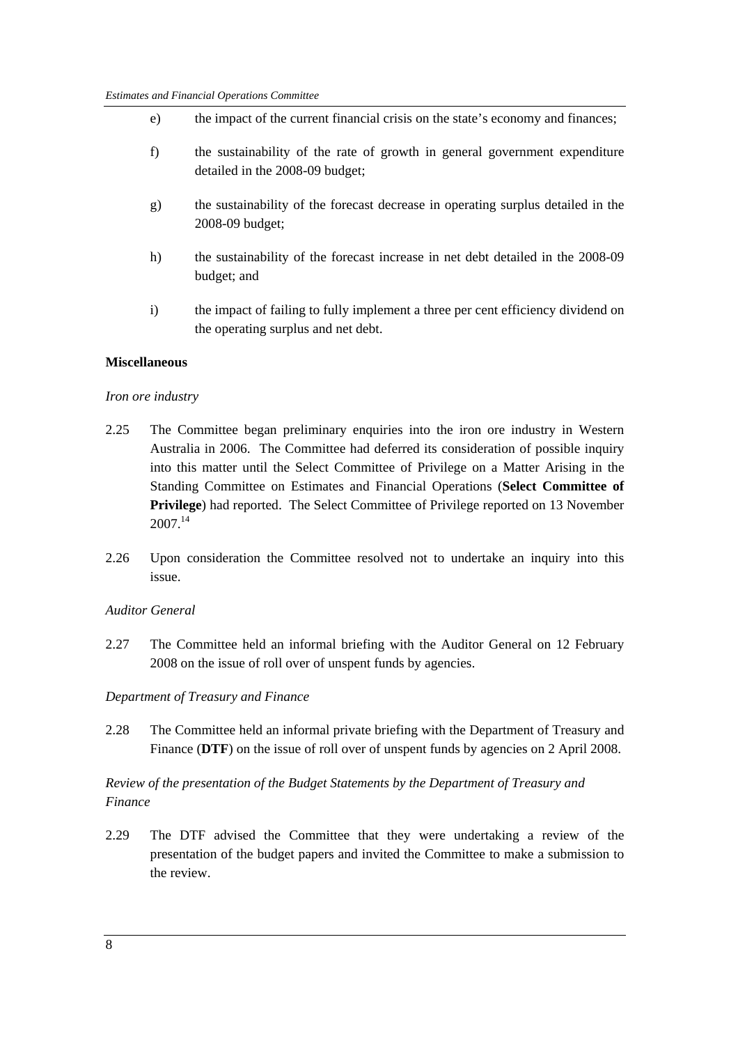e) the impact of the current financial crisis on the state's economy and finances;

f) the sustainability of the rate of growth in general government expenditure detailed in the 2008-09 budget;

g) the sustainability of the forecast decrease in operating surplus detailed in the 2008-09 budget;

h) the sustainability of the forecast increase in net debt detailed in the 2008-09 budget; and

i) the impact of failing to fully implement a three per cent efficiency dividend on the operating surplus and net debt.

**Miscellaneous**

*Iron ore industry*

2.25 The Committee began preliminary enquiries into the iron ore industry in Western Australia in 2006. The Committee had deferred its consideration of possible inquiry into this matter until the Select Committee of Privilege on a Matter Arising in the Standing Committee on Estimates and Financial Operations (**Select Committee of Privilege**) had reported. The Select Committee of Privilege reported on 13 November 2007.[14]

2.26 Upon consideration the Committee resolved not to undertake an inquiry into this issue.

*Auditor General*

2.27 The Committee held an informal briefing with the Auditor General on 12 February 2008 on the issue of roll over of unspent funds by agencies.

*Department of Treasury and Finance*

2.28 The Committee held an informal private briefing with the Department of Treasury and Finance (**DTF**) on the issue of roll over of unspent funds by agencies on 2 April 2008.

*Review of the presentation of the Budget Statements by the Department of Treasury and Finance*

2.29 The DTF advised the Committee that they were undertaking a review of the presentation of the budget papers and invited the Committee to make a submission to the review.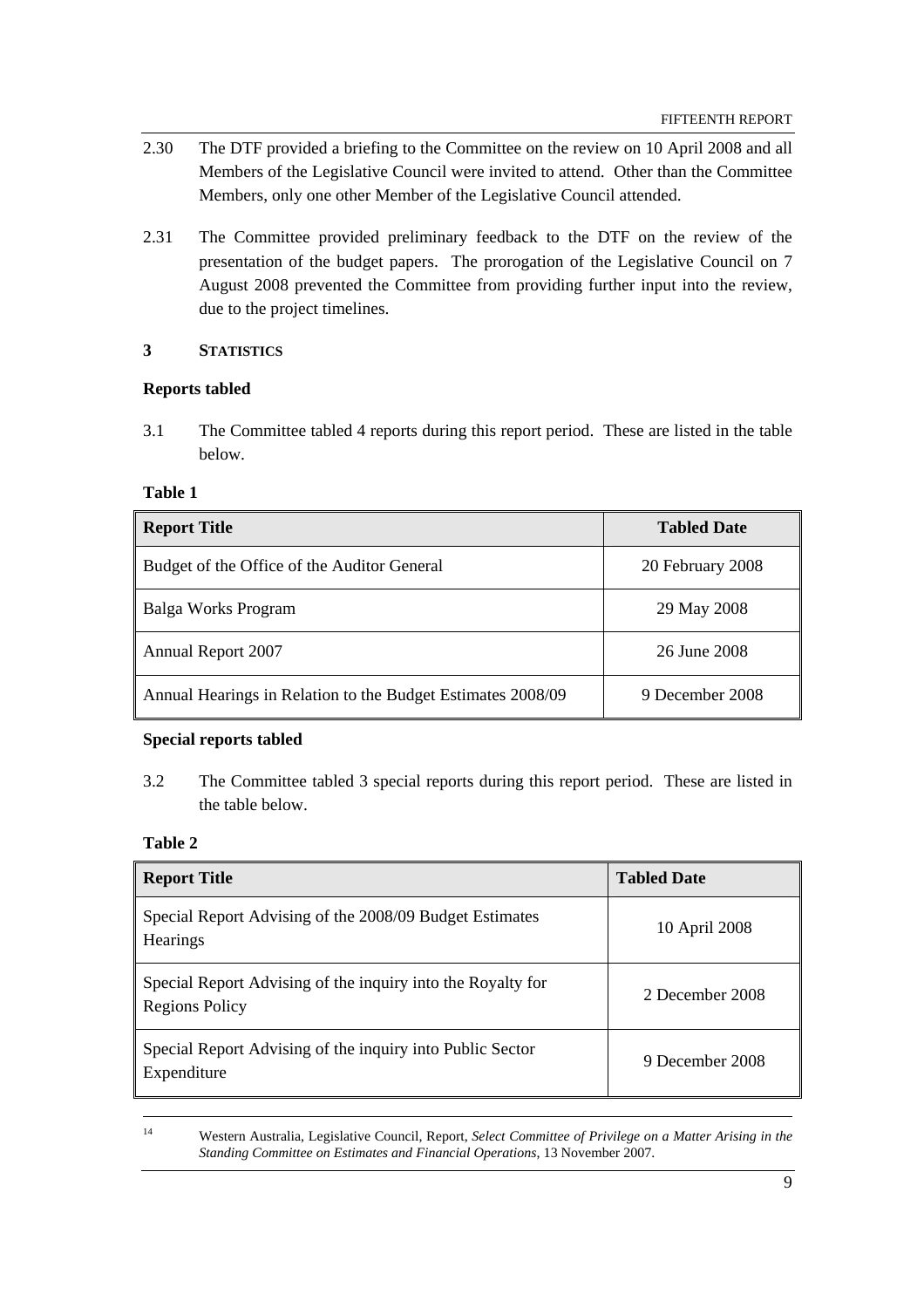2.30 The DTF provided a briefing to the Committee on the review on 10 April 2008 and all Members of the Legislative Council were invited to attend. Other than the Committee Members, only one other Member of the Legislative Council attended.

2.31 The Committee provided preliminary feedback to the DTF on the review of the presentation of the budget papers. The prorogation of the Legislative Council on 7 August 2008 prevented the Committee from providing further input into the review, due to the project timelines.

## 3 STATISTICS

### Reports tabled

3.1 The Committee tabled 4 reports during this report period. These are listed in the table below.

**Table 1**

| Report Title | Tabled Date |
| --- | --- |
| Budget of the Office of the Auditor General | 20 February 2008 |
| Balga Works Program | 29 May 2008 |
| Annual Report 2007 | 26 June 2008 |
| Annual Hearings in Relation to the Budget Estimates 2008/09 | 9 December 2008 |

### Special reports tabled

3.2 The Committee tabled 3 special reports during this report period. These are listed in the table below.

**Table 2**

| Report Title | Tabled Date |
| --- | --- |
| Special Report Advising of the 2008/09 Budget Estimates Hearings | 10 April 2008 |
| Special Report Advising of the inquiry into the Royalty for Regions Policy | 2 December 2008 |
| Special Report Advising of the inquiry into Public Sector Expenditure | 9 December 2008 |

---

[14] Western Australia, Legislative Council, Report, *Select Committee of Privilege on a Matter Arising in the Standing Committee on Estimates and Financial Operations*, 13 November 2007.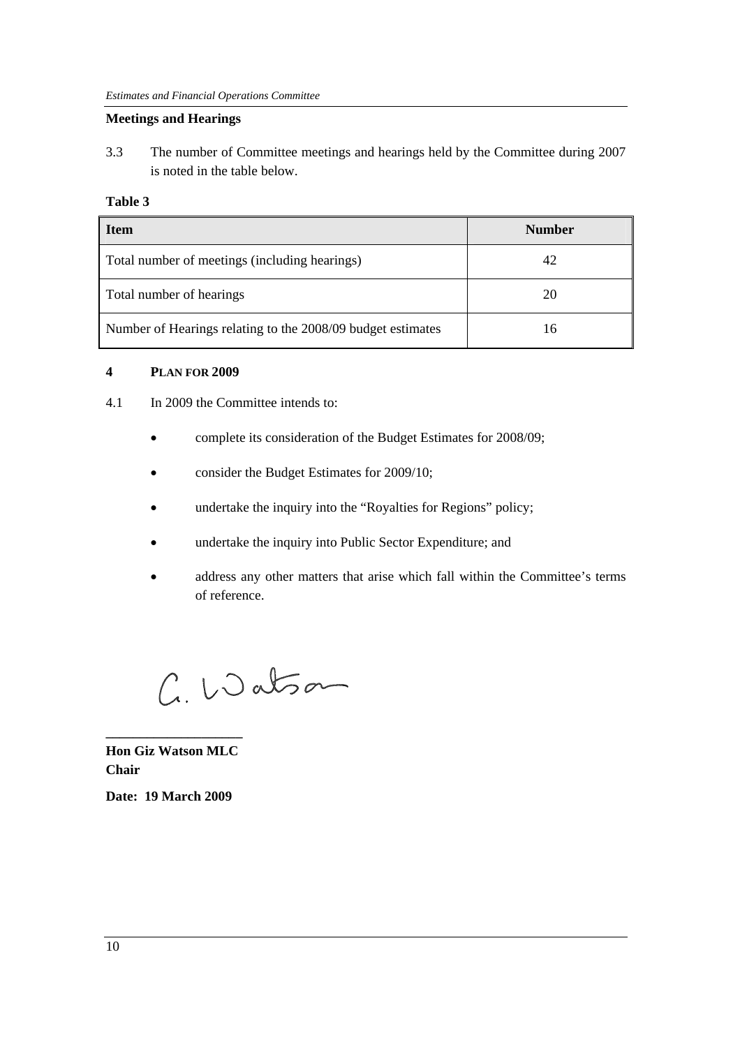**Meetings and Hearings**

3.3 The number of Committee meetings and hearings held by the Committee during 2007 is noted in the table below.

**Table 3**

| Item | Number |
|---|---|
| Total number of meetings (including hearings) | 42 |
| Total number of hearings | 20 |
| Number of Hearings relating to the 2008/09 budget estimates | 16 |

## 4 PLAN FOR 2009

4.1 In 2009 the Committee intends to:

- complete its consideration of the Budget Estimates for 2008/09;
- consider the Budget Estimates for 2009/10;
- undertake the inquiry into the "Royalties for Regions" policy;
- undertake the inquiry into Public Sector Expenditure; and
- address any other matters that arise which fall within the Committee's terms of reference.

G. Watson

**Hon Giz Watson MLC**
**Chair**

**Date: 19 March 2009**